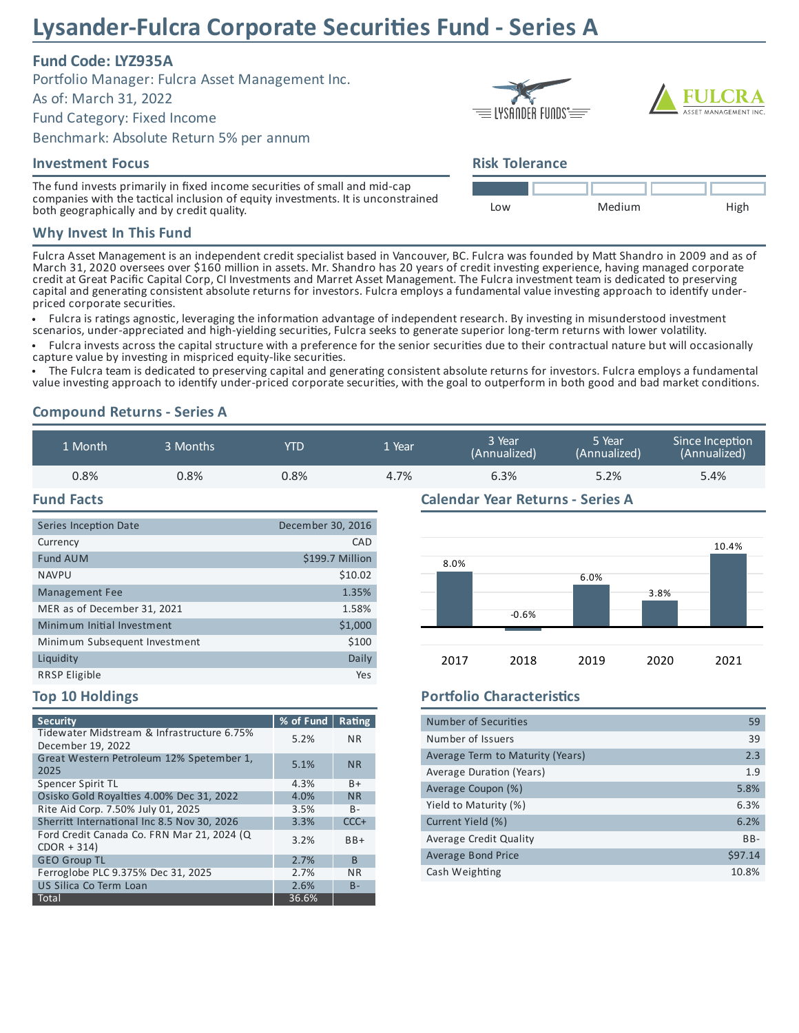# Lysander-Fulcra Corporate Securities Fund - Series A

## Fund Code: LYZ935A

Portfolio Manager: Fulcra Asset Management Inc.

As of: March 31, 2022

Fund Category: Fixed Income

Benchmark: Absolute Return 5% per annum

## Investment Focus

The fund invests primarily in fixed income securities of small and mid-cap companies with the tactical inclusion of equity investments. It is unconstrained both geographically and by credit quality.

## Risk Tolerance

Low — Medium — High

## Why Invest In This Fund

Fulcra Asset Management is an independent credit specialist based in Vancouver, BC. Fulcra was founded by Matt Shandro in 2009 and as of March 31, 2020 oversees over $160 million in assets. Mr. Shandro has 20 years of credit investing experience, having managed corporate credit at Great Pacific Capital Corp, CI Investments and Marret Asset Management. The Fulcra investment team is dedicated to preserving capital and generating consistent absolute returns for investors. Fulcra employs a fundamental value investing approach to identify under-priced corporate securities.

- Fulcra is ratings agnostic, leveraging the information advantage of independent research. By investing in misunderstood investment scenarios, under-appreciated and high-yielding securities, Fulcra seeks to generate superior long-term returns with lower volatility.
- Fulcra invests across the capital structure with a preference for the senior securities due to their contractual nature but will occasionally capture value by investing in mispriced equity-like securities.
- The Fulcra team is dedicated to preserving capital and generating consistent absolute returns for investors. Fulcra employs a fundamental value investing approach to identify under-priced corporate securities, with the goal to outperform in both good and bad market conditions.

## Compound Returns - Series A

| 1 Month | 3 Months | YTD | 1 Year | 3 Year (Annualized) | 5 Year (Annualized) | Since Inception (Annualized) |
|---|---|---|---|---|---|---|
| 0.8% | 0.8% | 0.8% | 4.7% | 6.3% | 5.2% | 5.4% |

## Fund Facts

| | |
|---|---|
| Series Inception Date | December 30, 2016 |
| Currency | CAD |
| Fund AUM | $199.7 Million |
| NAVPU | $10.02 |
| Management Fee | 1.35% |
| MER as of December 31, 2021 | 1.58% |
| Minimum Initial Investment | $1,000 |
| Minimum Subsequent Investment | $100 |
| Liquidity | Daily |
| RRSP Eligible | Yes |

## Calendar Year Returns - Series A

| 2017 | 2018 | 2019 | 2020 | 2021 |
|---|---|---|---|---|
| 8.0% | -0.6% | 6.0% | 3.8% | 10.4% |

## Top 10 Holdings

| Security | % of Fund | Rating |
|---|---|---|
| Tidewater Midstream & Infrastructure 6.75% December 19, 2022 | 5.2% | NR |
| Great Western Petroleum 12% Spetember 1, 2025 | 5.1% | NR |
| Spencer Spirit TL | 4.3% | B+ |
| Osisko Gold Royalties 4.00% Dec 31, 2022 | 4.0% | NR |
| Rite Aid Corp. 7.50% July 01, 2025 | 3.5% | B- |
| Sherritt International Inc 8.5 Nov 30, 2026 | 3.3% | CCC+ |
| Ford Credit Canada Co. FRN Mar 21, 2024 (Q CDOR + 314) | 3.2% | BB+ |
| GEO Group TL | 2.7% | B |
| Ferroglobe PLC 9.375% Dec 31, 2025 | 2.7% | NR |
| US Silica Co Term Loan | 2.6% | B- |
| Total | 36.6% | |

## Portfolio Characteristics

| | |
|---|---|
| Number of Securities | 59 |
| Number of Issuers | 39 |
| Average Term to Maturity (Years) | 2.3 |
| Average Duration (Years) | 1.9 |
| Average Coupon (%) | 5.8% |
| Yield to Maturity (%) | 6.3% |
| Current Yield (%) | 6.2% |
| Average Credit Quality | BB- |
| Average Bond Price | $97.14 |
| Cash Weighting | 10.8% |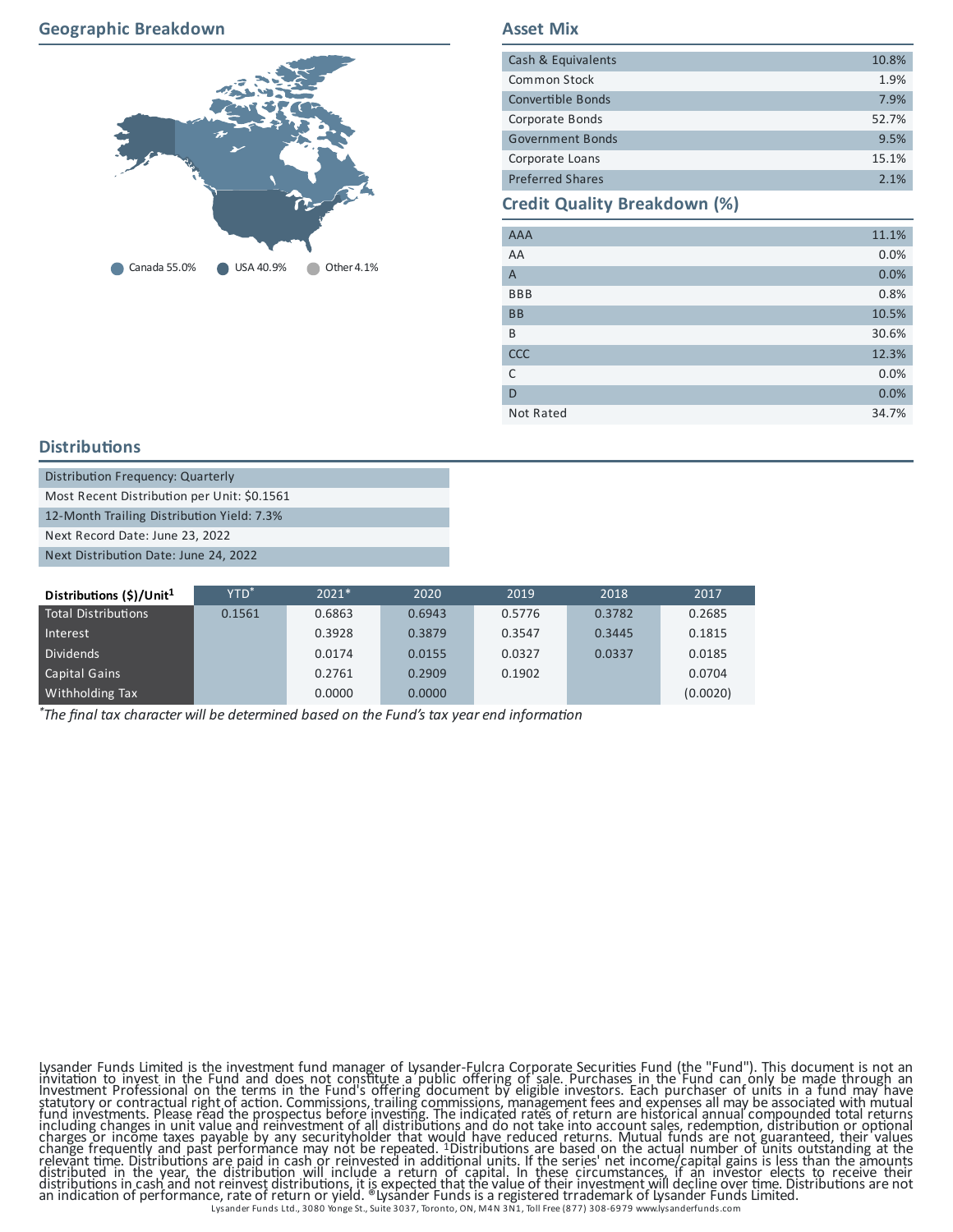## Geographic Breakdown

Canada 55.0% USA 40.9% Other 4.1%

## Asset Mix

| | |
|---|---|
| Cash & Equivalents | 10.8% |
| Common Stock | 1.9% |
| Convertible Bonds | 7.9% |
| Corporate Bonds | 52.7% |
| Government Bonds | 9.5% |
| Corporate Loans | 15.1% |
| Preferred Shares | 2.1% |

## Credit Quality Breakdown (%)

| | |
|---|---|
| AAA | 11.1% |
| AA | 0.0% |
| A | 0.0% |
| BBB | 0.8% |
| BB | 10.5% |
| B | 30.6% |
| CCC | 12.3% |
| C | 0.0% |
| D | 0.0% |
| Not Rated | 34.7% |

## Distributions

| |
|---|
| Distribution Frequency: Quarterly |
| Most Recent Distribution per Unit: $0.1561 |
| 12-Month Trailing Distribution Yield: 7.3% |
| Next Record Date: June 23, 2022 |
| Next Distribution Date: June 24, 2022 |

| Distributions ($)/Unit[1] | YTD* | 2021* | 2020 | 2019 | 2018 | 2017 |
|---|---|---|---|---|---|---|
| Total Distributions | 0.1561 | 0.6863 | 0.6943 | 0.5776 | 0.3782 | 0.2685 |
| Interest | | 0.3928 | 0.3879 | 0.3547 | 0.3445 | 0.1815 |
| Dividends | | 0.0174 | 0.0155 | 0.0327 | 0.0337 | 0.0185 |
| Capital Gains | | 0.2761 | 0.2909 | 0.1902 | | 0.0704 |
| Withholding Tax | | 0.0000 | 0.0000 | | | (0.0020) |

*\*The final tax character will be determined based on the Fund's tax year end information*

Lysander Funds Limited is the investment fund manager of Lysander-Fulcra Corporate Securities Fund (the "Fund"). This document is not an invitation to invest in the Fund and does not constitute a public offering of sale. Purchases in the Fund can only be made through an Investment Professional on the terms in the Fund's offering document by eligible investors. Each purchaser of units in a fund may have statutory or contractual right of action. Commissions, trailing commissions, management fees and expenses all may be associated with mutual fund investments. Please read the prospectus before investing. The indicated rates of return are historical annual compounded total returns including changes in unit value and reinvestment of all distributions and do not take into account sales, redemption, distribution or optional charges or income taxes payable by any securityholder that would have reduced returns. Mutual funds are not guaranteed, their values change frequently and past performance may not be repeated. [1]Distributions are based on the actual number of units outstanding at the relevant time. Distributions are paid in cash or reinvested in additional units. If the series' net income/capital gains is less than the amounts distributed in the year, the distribution will include a return of capital. In these circumstances, if an investor elects to receive their distributions in cash and not reinvest distributions, it is expected that the value of their investment will decline over time. Distributions are not an indication of performance, rate of return or yield. ®Lysander Funds is a registered trrademark of Lysander Funds Limited.

Lysander Funds Ltd., 3080 Yonge St., Suite 3037, Toronto, ON, M4N 3N1, Toll Free (877) 308-6979 www.lysanderfunds.com